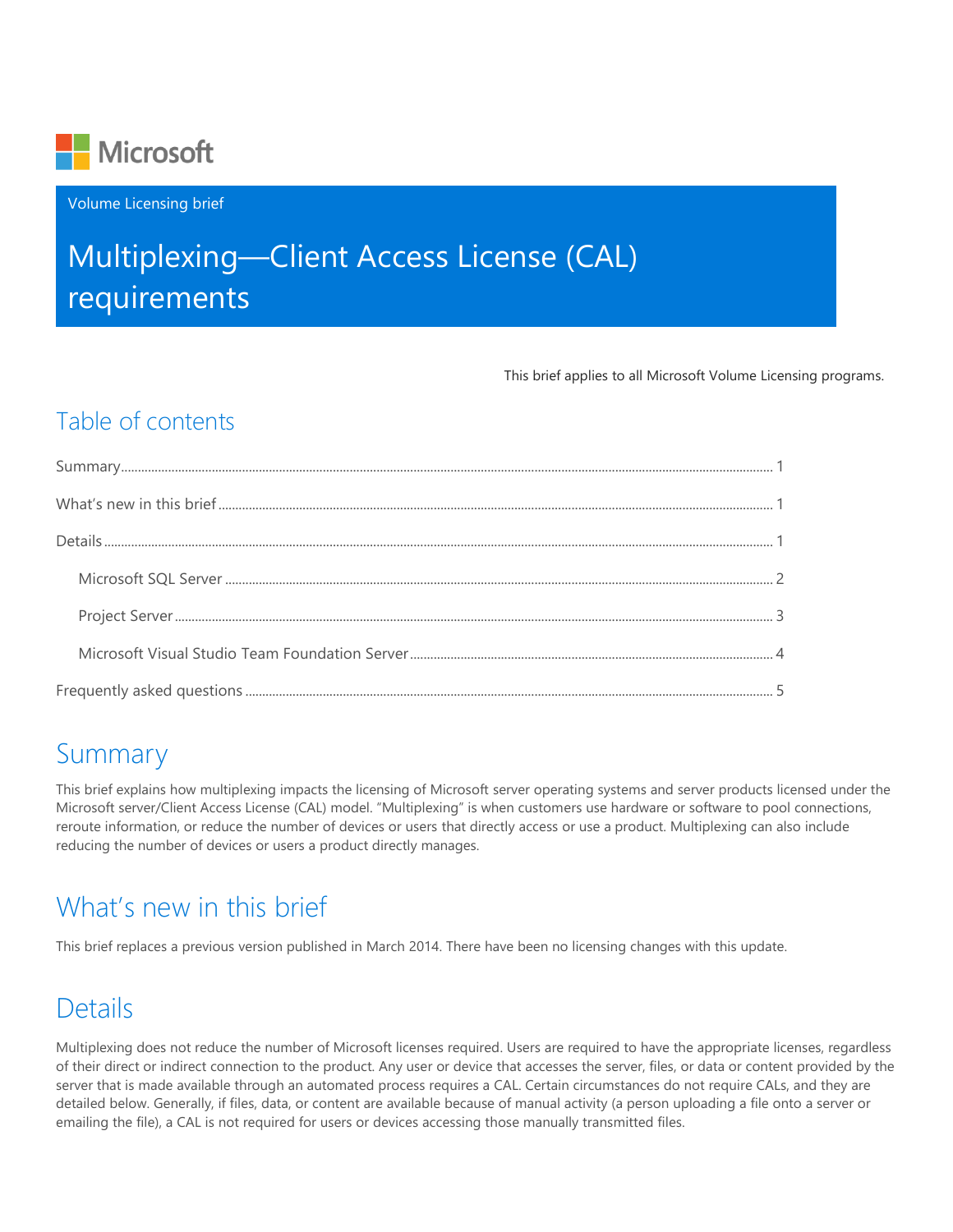Microsoft

Volume Licensing brief

# Multiplexing—Client Access License (CAL) requirements

This brief applies to all Microsoft Volume Licensing programs.

## Table of contents

Summary ..... 1

What's new in this brief ..... 1

Details ..... 1

- Microsoft SQL Server ..... 2
- Project Server ..... 3
- Microsoft Visual Studio Team Foundation Server ..... 4

Frequently asked questions ..... 5

## Summary

This brief explains how multiplexing impacts the licensing of Microsoft server operating systems and server products licensed under the Microsoft server/Client Access License (CAL) model. "Multiplexing" is when customers use hardware or software to pool connections, reroute information, or reduce the number of devices or users that directly access or use a product. Multiplexing can also include reducing the number of devices or users a product directly manages.

## What's new in this brief

This brief replaces a previous version published in March 2014. There have been no licensing changes with this update.

## Details

Multiplexing does not reduce the number of Microsoft licenses required. Users are required to have the appropriate licenses, regardless of their direct or indirect connection to the product. Any user or device that accesses the server, files, or data or content provided by the server that is made available through an automated process requires a CAL. Certain circumstances do not require CALs, and they are detailed below. Generally, if files, data, or content are available because of manual activity (a person uploading a file onto a server or emailing the file), a CAL is not required for users or devices accessing those manually transmitted files.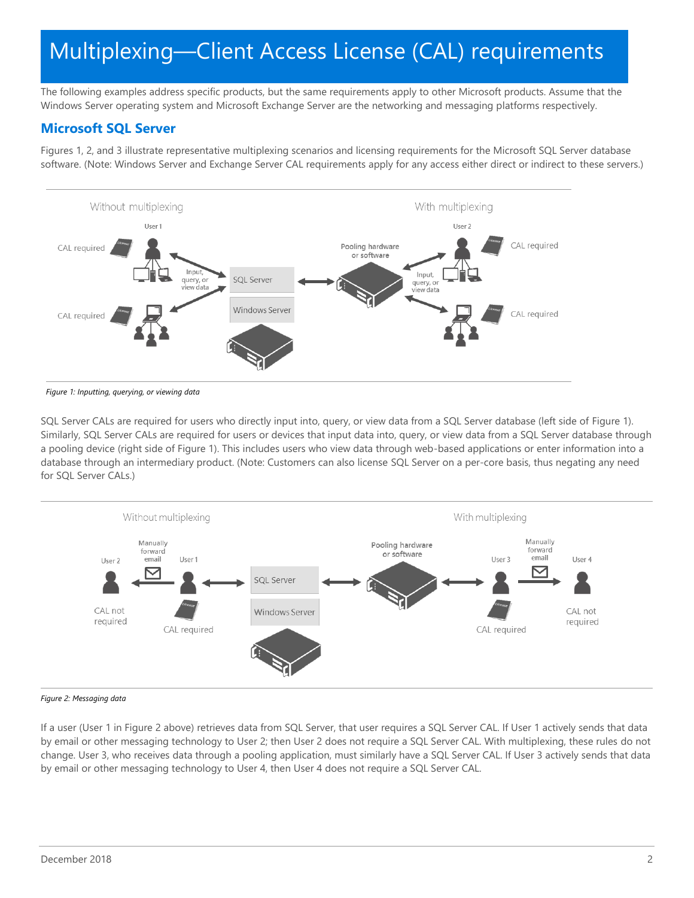# Multiplexing—Client Access License (CAL) requirements

The following examples address specific products, but the same requirements apply to other Microsoft products. Assume that the Windows Server operating system and Microsoft Exchange Server are the networking and messaging platforms respectively.

## Microsoft SQL Server

Figures 1, 2, and 3 illustrate representative multiplexing scenarios and licensing requirements for the Microsoft SQL Server database software. (Note: Windows Server and Exchange Server CAL requirements apply for any access either direct or indirect to these servers.)

*Figure 1: Inputting, querying, or viewing data*

SQL Server CALs are required for users who directly input into, query, or view data from a SQL Server database (left side of Figure 1). Similarly, SQL Server CALs are required for users or devices that input data into, query, or view data from a SQL Server database through a pooling device (right side of Figure 1). This includes users who view data through web-based applications or enter information into a database through an intermediary product. (Note: Customers can also license SQL Server on a per-core basis, thus negating any need for SQL Server CALs.)

*Figure 2: Messaging data*

If a user (User 1 in Figure 2 above) retrieves data from SQL Server, that user requires a SQL Server CAL. If User 1 actively sends that data by email or other messaging technology to User 2; then User 2 does not require a SQL Server CAL. With multiplexing, these rules do not change. User 3, who receives data through a pooling application, must similarly have a SQL Server CAL. If User 3 actively sends that data by email or other messaging technology to User 4, then User 4 does not require a SQL Server CAL.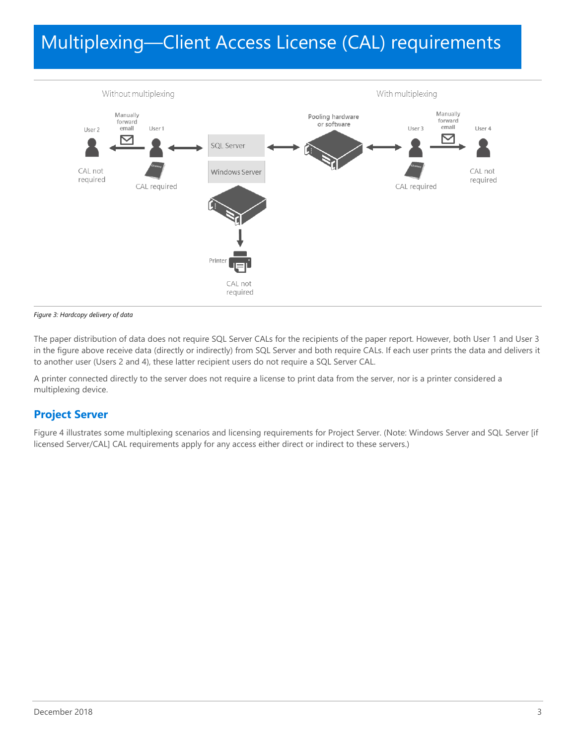# Multiplexing—Client Access License (CAL) requirements

*Figure 3: Hardcopy delivery of data*

The paper distribution of data does not require SQL Server CALs for the recipients of the paper report. However, both User 1 and User 3 in the figure above receive data (directly or indirectly) from SQL Server and both require CALs. If each user prints the data and delivers it to another user (Users 2 and 4), these latter recipient users do not require a SQL Server CAL.

A printer connected directly to the server does not require a license to print data from the server, nor is a printer considered a multiplexing device.

## Project Server

Figure 4 illustrates some multiplexing scenarios and licensing requirements for Project Server. (Note: Windows Server and SQL Server [if licensed Server/CAL] CAL requirements apply for any access either direct or indirect to these servers.)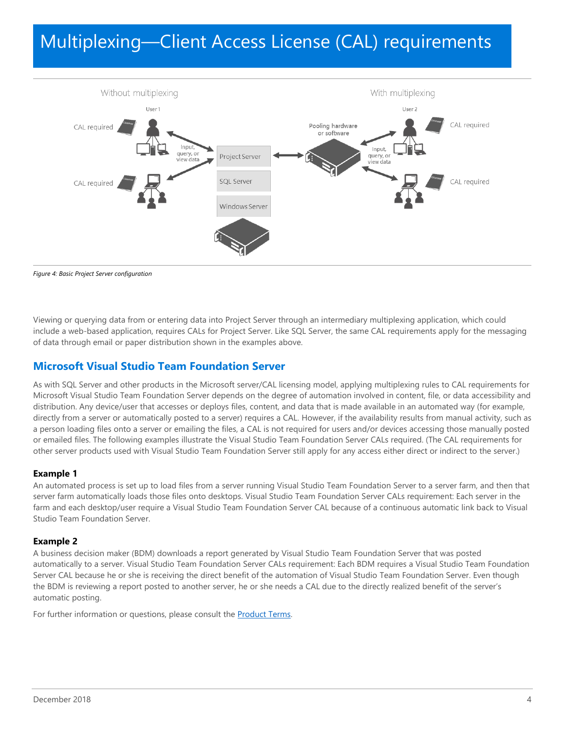# Multiplexing—Client Access License (CAL) requirements

*Figure 4: Basic Project Server configuration*

Viewing or querying data from or entering data into Project Server through an intermediary multiplexing application, which could include a web-based application, requires CALs for Project Server. Like SQL Server, the same CAL requirements apply for the messaging of data through email or paper distribution shown in the examples above.

## Microsoft Visual Studio Team Foundation Server

As with SQL Server and other products in the Microsoft server/CAL licensing model, applying multiplexing rules to CAL requirements for Microsoft Visual Studio Team Foundation Server depends on the degree of automation involved in content, file, or data accessibility and distribution. Any device/user that accesses or deploys files, content, and data that is made available in an automated way (for example, directly from a server or automatically posted to a server) requires a CAL. However, if the availability results from manual activity, such as a person loading files onto a server or emailing the files, a CAL is not required for users and/or devices accessing those manually posted or emailed files. The following examples illustrate the Visual Studio Team Foundation Server CALs required. (The CAL requirements for other server products used with Visual Studio Team Foundation Server still apply for any access either direct or indirect to the server.)

### Example 1

An automated process is set up to load files from a server running Visual Studio Team Foundation Server to a server farm, and then that server farm automatically loads those files onto desktops. Visual Studio Team Foundation Server CALs requirement: Each server in the farm and each desktop/user require a Visual Studio Team Foundation Server CAL because of a continuous automatic link back to Visual Studio Team Foundation Server.

### Example 2

A business decision maker (BDM) downloads a report generated by Visual Studio Team Foundation Server that was posted automatically to a server. Visual Studio Team Foundation Server CALs requirement: Each BDM requires a Visual Studio Team Foundation Server CAL because he or she is receiving the direct benefit of the automation of Visual Studio Team Foundation Server. Even though the BDM is reviewing a report posted to another server, he or she needs a CAL due to the directly realized benefit of the server's automatic posting.

For further information or questions, please consult the Product Terms.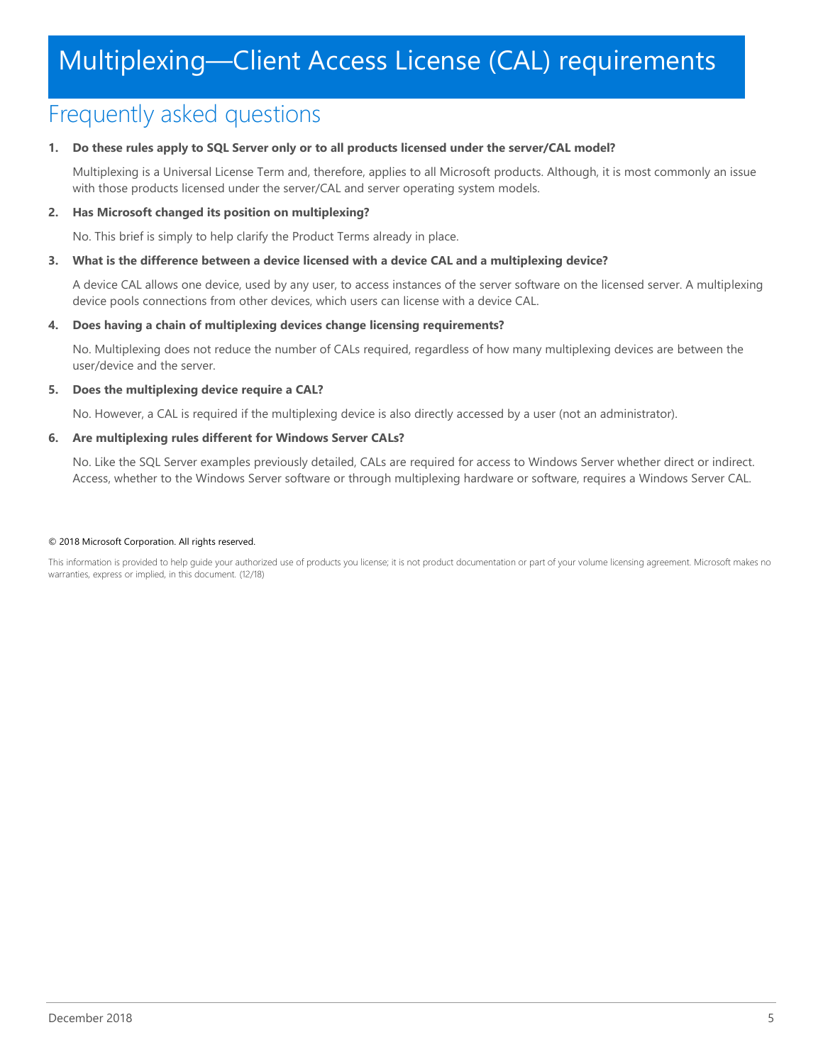# Multiplexing—Client Access License (CAL) requirements

## Frequently asked questions

1. **Do these rules apply to SQL Server only or to all products licensed under the server/CAL model?**

   Multiplexing is a Universal License Term and, therefore, applies to all Microsoft products. Although, it is most commonly an issue with those products licensed under the server/CAL and server operating system models.

2. **Has Microsoft changed its position on multiplexing?**

   No. This brief is simply to help clarify the Product Terms already in place.

3. **What is the difference between a device licensed with a device CAL and a multiplexing device?**

   A device CAL allows one device, used by any user, to access instances of the server software on the licensed server. A multiplexing device pools connections from other devices, which users can license with a device CAL.

4. **Does having a chain of multiplexing devices change licensing requirements?**

   No. Multiplexing does not reduce the number of CALs required, regardless of how many multiplexing devices are between the user/device and the server.

5. **Does the multiplexing device require a CAL?**

   No. However, a CAL is required if the multiplexing device is also directly accessed by a user (not an administrator).

6. **Are multiplexing rules different for Windows Server CALs?**

   No. Like the SQL Server examples previously detailed, CALs are required for access to Windows Server whether direct or indirect. Access, whether to the Windows Server software or through multiplexing hardware or software, requires a Windows Server CAL.

© 2018 Microsoft Corporation. All rights reserved.

This information is provided to help guide your authorized use of products you license; it is not product documentation or part of your volume licensing agreement. Microsoft makes no warranties, express or implied, in this document. (12/18)